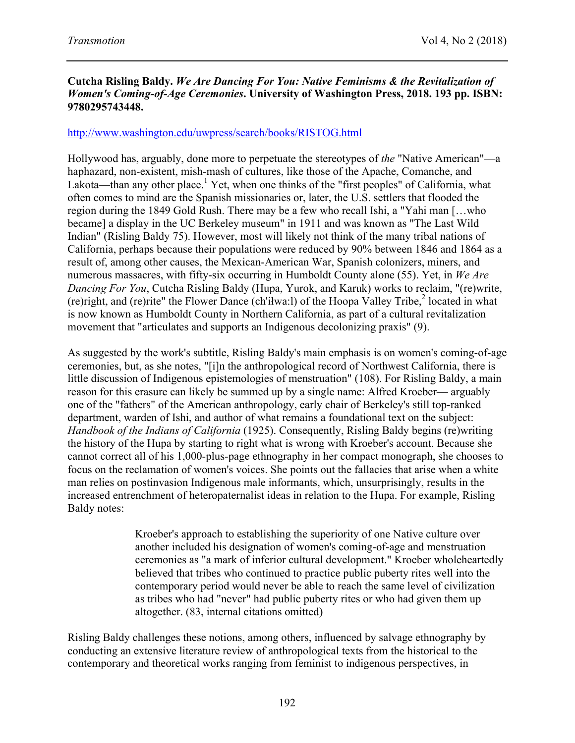**Cutcha Risling Baldy. *We Are Dancing For You: Native Feminisms & the Revitalization of Women's Coming-of-Age Ceremonies*. University of Washington Press, 2018. 193 pp. ISBN: 9780295743448.**

http://www.washington.edu/uwpress/search/books/RISTOG.html

Hollywood has, arguably, done more to perpetuate the stereotypes of *the* "Native American"—a haphazard, non-existent, mish-mash of cultures, like those of the Apache, Comanche, and Lakota—than any other place.[1] Yet, when one thinks of the "first peoples" of California, what often comes to mind are the Spanish missionaries or, later, the U.S. settlers that flooded the region during the 1849 Gold Rush. There may be a few who recall Ishi, a "Yahi man […who became] a display in the UC Berkeley museum" in 1911 and was known as "The Last Wild Indian" (Risling Baldy 75). However, most will likely not think of the many tribal nations of California, perhaps because their populations were reduced by 90% between 1846 and 1864 as a result of, among other causes, the Mexican-American War, Spanish colonizers, miners, and numerous massacres, with fifty-six occurring in Humboldt County alone (55). Yet, in *We Are Dancing For You*, Cutcha Risling Baldy (Hupa, Yurok, and Karuk) works to reclaim, "(re)write, (re)right, and (re)rite" the Flower Dance (ch'iłwa:l) of the Hoopa Valley Tribe,[2] located in what is now known as Humboldt County in Northern California, as part of a cultural revitalization movement that "articulates and supports an Indigenous decolonizing praxis" (9).

As suggested by the work's subtitle, Risling Baldy's main emphasis is on women's coming-of-age ceremonies, but, as she notes, "[i]n the anthropological record of Northwest California, there is little discussion of Indigenous epistemologies of menstruation" (108). For Risling Baldy, a main reason for this erasure can likely be summed up by a single name: Alfred Kroeber— arguably one of the "fathers" of the American anthropology, early chair of Berkeley's still top-ranked department, warden of Ishi, and author of what remains a foundational text on the subject: *Handbook of the Indians of California* (1925). Consequently, Risling Baldy begins (re)writing the history of the Hupa by starting to right what is wrong with Kroeber's account. Because she cannot correct all of his 1,000-plus-page ethnography in her compact monograph, she chooses to focus on the reclamation of women's voices. She points out the fallacies that arise when a white man relies on postinvasion Indigenous male informants, which, unsurprisingly, results in the increased entrenchment of heteropaternalist ideas in relation to the Hupa. For example, Risling Baldy notes:

> Kroeber's approach to establishing the superiority of one Native culture over another included his designation of women's coming-of-age and menstruation ceremonies as "a mark of inferior cultural development." Kroeber wholeheartedly believed that tribes who continued to practice public puberty rites well into the contemporary period would never be able to reach the same level of civilization as tribes who had "never" had public puberty rites or who had given them up altogether. (83, internal citations omitted)

Risling Baldy challenges these notions, among others, influenced by salvage ethnography by conducting an extensive literature review of anthropological texts from the historical to the contemporary and theoretical works ranging from feminist to indigenous perspectives, in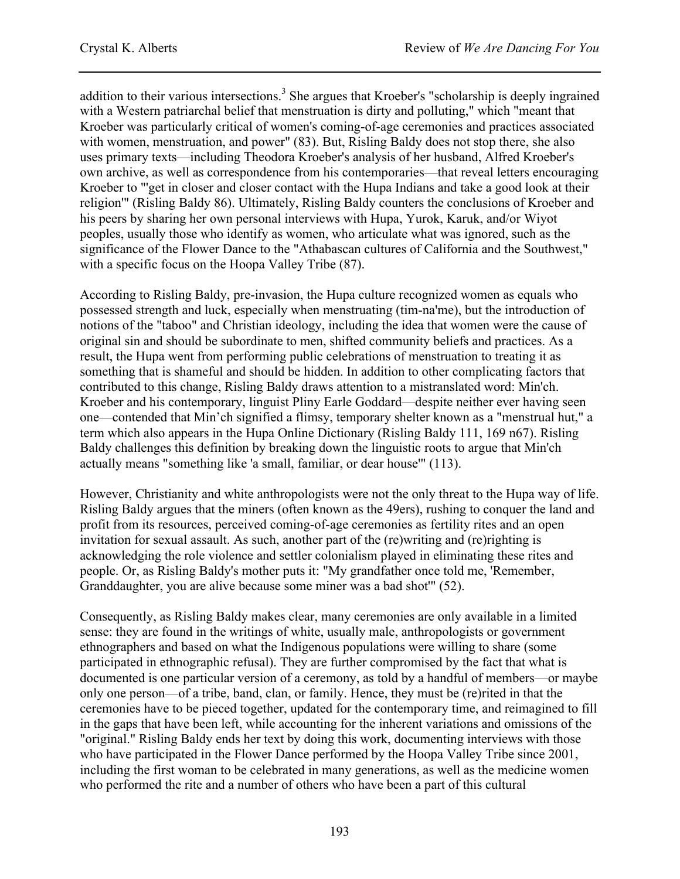addition to their various intersections.[3] She argues that Kroeber's "scholarship is deeply ingrained with a Western patriarchal belief that menstruation is dirty and polluting," which "meant that Kroeber was particularly critical of women's coming-of-age ceremonies and practices associated with women, menstruation, and power" (83). But, Risling Baldy does not stop there, she also uses primary texts—including Theodora Kroeber's analysis of her husband, Alfred Kroeber's own archive, as well as correspondence from his contemporaries—that reveal letters encouraging Kroeber to "'get in closer and closer contact with the Hupa Indians and take a good look at their religion'" (Risling Baldy 86). Ultimately, Risling Baldy counters the conclusions of Kroeber and his peers by sharing her own personal interviews with Hupa, Yurok, Karuk, and/or Wiyot peoples, usually those who identify as women, who articulate what was ignored, such as the significance of the Flower Dance to the "Athabascan cultures of California and the Southwest," with a specific focus on the Hoopa Valley Tribe (87).

According to Risling Baldy, pre-invasion, the Hupa culture recognized women as equals who possessed strength and luck, especially when menstruating (tim-na'me), but the introduction of notions of the "taboo" and Christian ideology, including the idea that women were the cause of original sin and should be subordinate to men, shifted community beliefs and practices. As a result, the Hupa went from performing public celebrations of menstruation to treating it as something that is shameful and should be hidden. In addition to other complicating factors that contributed to this change, Risling Baldy draws attention to a mistranslated word: Min'ch. Kroeber and his contemporary, linguist Pliny Earle Goddard—despite neither ever having seen one—contended that Min'ch signified a flimsy, temporary shelter known as a "menstrual hut," a term which also appears in the Hupa Online Dictionary (Risling Baldy 111, 169 n67). Risling Baldy challenges this definition by breaking down the linguistic roots to argue that Min'ch actually means "something like 'a small, familiar, or dear house'" (113).

However, Christianity and white anthropologists were not the only threat to the Hupa way of life. Risling Baldy argues that the miners (often known as the 49ers), rushing to conquer the land and profit from its resources, perceived coming-of-age ceremonies as fertility rites and an open invitation for sexual assault. As such, another part of the (re)writing and (re)righting is acknowledging the role violence and settler colonialism played in eliminating these rites and people. Or, as Risling Baldy's mother puts it: "My grandfather once told me, 'Remember, Granddaughter, you are alive because some miner was a bad shot'" (52).

Consequently, as Risling Baldy makes clear, many ceremonies are only available in a limited sense: they are found in the writings of white, usually male, anthropologists or government ethnographers and based on what the Indigenous populations were willing to share (some participated in ethnographic refusal). They are further compromised by the fact that what is documented is one particular version of a ceremony, as told by a handful of members—or maybe only one person—of a tribe, band, clan, or family. Hence, they must be (re)rited in that the ceremonies have to be pieced together, updated for the contemporary time, and reimagined to fill in the gaps that have been left, while accounting for the inherent variations and omissions of the "original." Risling Baldy ends her text by doing this work, documenting interviews with those who have participated in the Flower Dance performed by the Hoopa Valley Tribe since 2001, including the first woman to be celebrated in many generations, as well as the medicine women who performed the rite and a number of others who have been a part of this cultural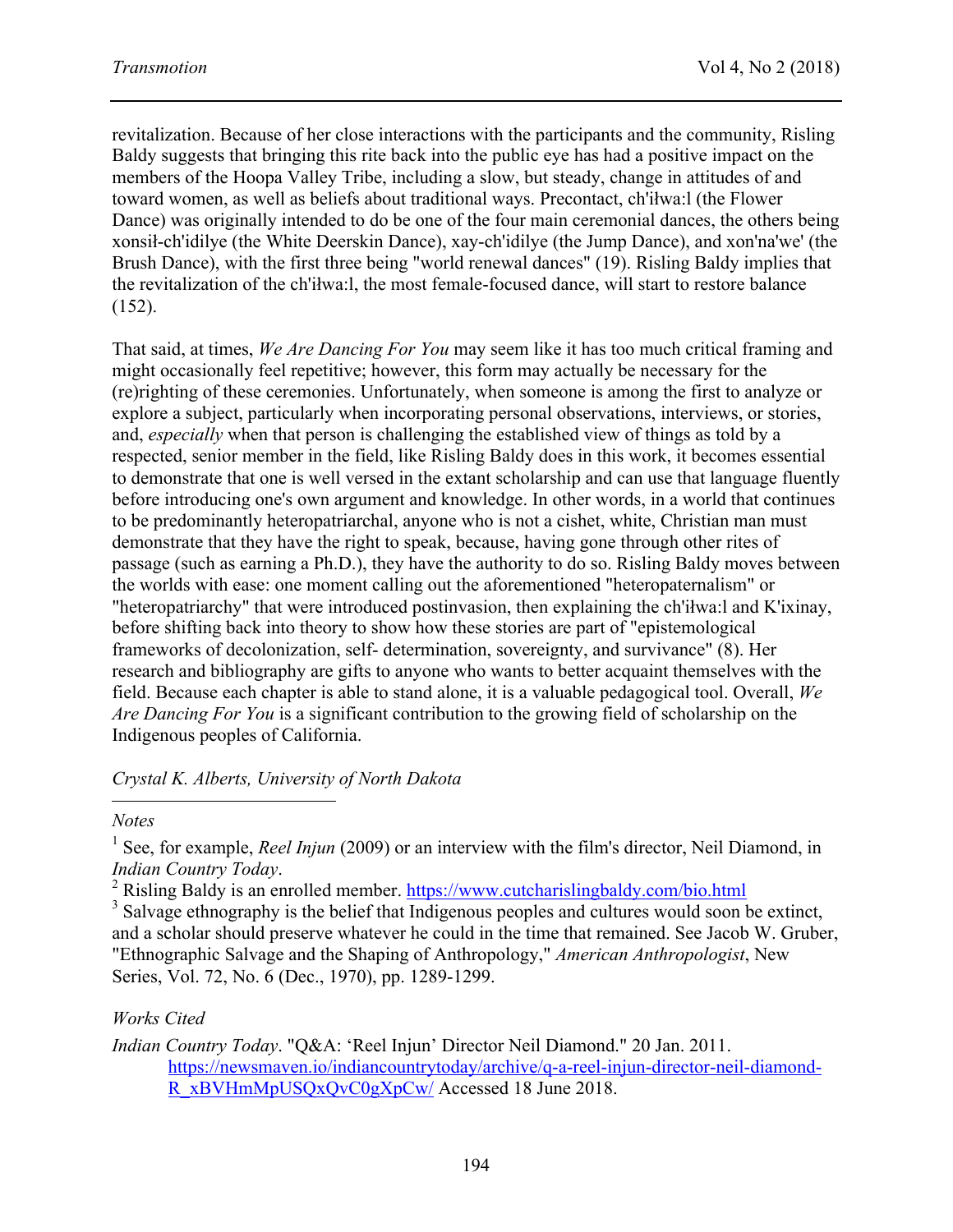revitalization. Because of her close interactions with the participants and the community, Risling Baldy suggests that bringing this rite back into the public eye has had a positive impact on the members of the Hoopa Valley Tribe, including a slow, but steady, change in attitudes of and toward women, as well as beliefs about traditional ways. Precontact, ch'iłwa:l (the Flower Dance) was originally intended to do be one of the four main ceremonial dances, the others being xonsił-ch'idilye (the White Deerskin Dance), xay-ch'idilye (the Jump Dance), and xon'na'we' (the Brush Dance), with the first three being "world renewal dances" (19). Risling Baldy implies that the revitalization of the ch'iłwa:l, the most female-focused dance, will start to restore balance (152).

That said, at times, *We Are Dancing For You* may seem like it has too much critical framing and might occasionally feel repetitive; however, this form may actually be necessary for the (re)righting of these ceremonies. Unfortunately, when someone is among the first to analyze or explore a subject, particularly when incorporating personal observations, interviews, or stories, and, *especially* when that person is challenging the established view of things as told by a respected, senior member in the field, like Risling Baldy does in this work, it becomes essential to demonstrate that one is well versed in the extant scholarship and can use that language fluently before introducing one's own argument and knowledge. In other words, in a world that continues to be predominantly heteropatriarchal, anyone who is not a cishet, white, Christian man must demonstrate that they have the right to speak, because, having gone through other rites of passage (such as earning a Ph.D.), they have the authority to do so. Risling Baldy moves between the worlds with ease: one moment calling out the aforementioned "heteropaternalism" or "heteropatriarchy" that were introduced postinvasion, then explaining the ch'iłwa:l and K'ixinay, before shifting back into theory to show how these stories are part of "epistemological frameworks of decolonization, self- determination, sovereignty, and survivance" (8). Her research and bibliography are gifts to anyone who wants to better acquaint themselves with the field. Because each chapter is able to stand alone, it is a valuable pedagogical tool. Overall, *We Are Dancing For You* is a significant contribution to the growing field of scholarship on the Indigenous peoples of California.

*Crystal K. Alberts, University of North Dakota*

---

*Notes*

[1] See, for example, *Reel Injun* (2009) or an interview with the film's director, Neil Diamond, in *Indian Country Today*.

[2] Risling Baldy is an enrolled member. https://www.cutcharislingbaldy.com/bio.html

[3] Salvage ethnography is the belief that Indigenous peoples and cultures would soon be extinct, and a scholar should preserve whatever he could in the time that remained. See Jacob W. Gruber, "Ethnographic Salvage and the Shaping of Anthropology," *American Anthropologist*, New Series, Vol. 72, No. 6 (Dec., 1970), pp. 1289-1299.

*Works Cited*

*Indian Country Today*. "Q&A: 'Reel Injun' Director Neil Diamond." 20 Jan. 2011. https://newsmaven.io/indiancountrytoday/archive/q-a-reel-injun-director-neil-diamond-R_xBVHmMpUSQxQvC0gXpCw/ Accessed 18 June 2018.